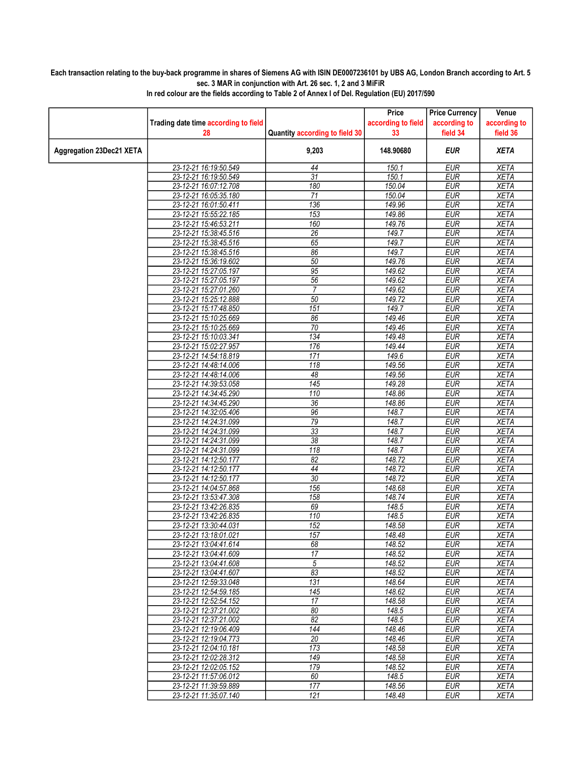**Each transaction relating to the buy-back programme in shares of Siemens AG with ISIN DE0007236101 by UBS AG, London Branch according to Art. 5 sec. 3 MAR in conjunction with Art. 26 sec. 1, 2 and 3 MiFiR**

**In red colour are the fields according to Table 2 of Annex I of Del. Regulation (EU) 2017/590**

| | Trading date time according to field 28 | Quantity according to field 30 | Price according to field 33 | Price Currency according to field 34 | Venue according to field 36 |
|---|---|---|---|---|---|
| **Aggregation 23Dec21 XETA** | | **9,203** | **148.90680** | ***EUR*** | ***XETA*** |
| | 23-12-21 16:19:50.549 | 44 | 150.1 | EUR | XETA |
| | 23-12-21 16:19:50.549 | 31 | 150.1 | EUR | XETA |
| | 23-12-21 16:07:12.708 | 180 | 150.04 | EUR | XETA |
| | 23-12-21 16:05:35.180 | 71 | 150.04 | EUR | XETA |
| | 23-12-21 16:01:50.411 | 136 | 149.96 | EUR | XETA |
| | 23-12-21 15:55:22.185 | 153 | 149.86 | EUR | XETA |
| | 23-12-21 15:46:53.211 | 160 | 149.76 | EUR | XETA |
| | 23-12-21 15:38:45.516 | 26 | 149.7 | EUR | XETA |
| | 23-12-21 15:38:45.516 | 65 | 149.7 | EUR | XETA |
| | 23-12-21 15:38:45.516 | 86 | 149.7 | EUR | XETA |
| | 23-12-21 15:36:19.602 | 50 | 149.76 | EUR | XETA |
| | 23-12-21 15:27:05.197 | 95 | 149.62 | EUR | XETA |
| | 23-12-21 15:27:05.197 | 56 | 149.62 | EUR | XETA |
| | 23-12-21 15:27:01.260 | 7 | 149.62 | EUR | XETA |
| | 23-12-21 15:25:12.888 | 50 | 149.72 | EUR | XETA |
| | 23-12-21 15:17:48.850 | 151 | 149.7 | EUR | XETA |
| | 23-12-21 15:10:25.669 | 86 | 149.46 | EUR | XETA |
| | 23-12-21 15:10:25.669 | 70 | 149.46 | EUR | XETA |
| | 23-12-21 15:10:03.341 | 134 | 149.48 | EUR | XETA |
| | 23-12-21 15:02:27.957 | 176 | 149.44 | EUR | XETA |
| | 23-12-21 14:54:18.819 | 171 | 149.6 | EUR | XETA |
| | 23-12-21 14:48:14.006 | 118 | 149.56 | EUR | XETA |
| | 23-12-21 14:48:14.006 | 48 | 149.56 | EUR | XETA |
| | 23-12-21 14:39:53.058 | 145 | 149.28 | EUR | XETA |
| | 23-12-21 14:34:45.290 | 110 | 148.86 | EUR | XETA |
| | 23-12-21 14:34:45.290 | 36 | 148.86 | EUR | XETA |
| | 23-12-21 14:32:05.406 | 96 | 148.7 | EUR | XETA |
| | 23-12-21 14:24:31.099 | 79 | 148.7 | EUR | XETA |
| | 23-12-21 14:24:31.099 | 33 | 148.7 | EUR | XETA |
| | 23-12-21 14:24:31.099 | 38 | 148.7 | EUR | XETA |
| | 23-12-21 14:24:31.099 | 118 | 148.7 | EUR | XETA |
| | 23-12-21 14:12:50.177 | 82 | 148.72 | EUR | XETA |
| | 23-12-21 14:12:50.177 | 44 | 148.72 | EUR | XETA |
| | 23-12-21 14:12:50.177 | 30 | 148.72 | EUR | XETA |
| | 23-12-21 14:04:57.868 | 156 | 148.68 | EUR | XETA |
| | 23-12-21 13:53:47.308 | 158 | 148.74 | EUR | XETA |
| | 23-12-21 13:42:26.835 | 69 | 148.5 | EUR | XETA |
| | 23-12-21 13:42:26.835 | 110 | 148.5 | EUR | XETA |
| | 23-12-21 13:30:44.031 | 152 | 148.58 | EUR | XETA |
| | 23-12-21 13:18:01.021 | 157 | 148.48 | EUR | XETA |
| | 23-12-21 13:04:41.614 | 68 | 148.52 | EUR | XETA |
| | 23-12-21 13:04:41.609 | 17 | 148.52 | EUR | XETA |
| | 23-12-21 13:04:41.608 | 5 | 148.52 | EUR | XETA |
| | 23-12-21 13:04:41.607 | 83 | 148.52 | EUR | XETA |
| | 23-12-21 12:59:33.048 | 131 | 148.64 | EUR | XETA |
| | 23-12-21 12:54:59.185 | 145 | 148.62 | EUR | XETA |
| | 23-12-21 12:52:54.152 | 17 | 148.58 | EUR | XETA |
| | 23-12-21 12:37:21.002 | 80 | 148.5 | EUR | XETA |
| | 23-12-21 12:37:21.002 | 82 | 148.5 | EUR | XETA |
| | 23-12-21 12:19:06.409 | 144 | 148.46 | EUR | XETA |
| | 23-12-21 12:19:04.773 | 20 | 148.46 | EUR | XETA |
| | 23-12-21 12:04:10.181 | 173 | 148.58 | EUR | XETA |
| | 23-12-21 12:02:28.312 | 149 | 148.58 | EUR | XETA |
| | 23-12-21 12:02:05.152 | 179 | 148.52 | EUR | XETA |
| | 23-12-21 11:57:06.012 | 60 | 148.5 | EUR | XETA |
| | 23-12-21 11:39:59.889 | 177 | 148.56 | EUR | XETA |
| | 23-12-21 11:35:07.140 | 121 | 148.48 | EUR | XETA |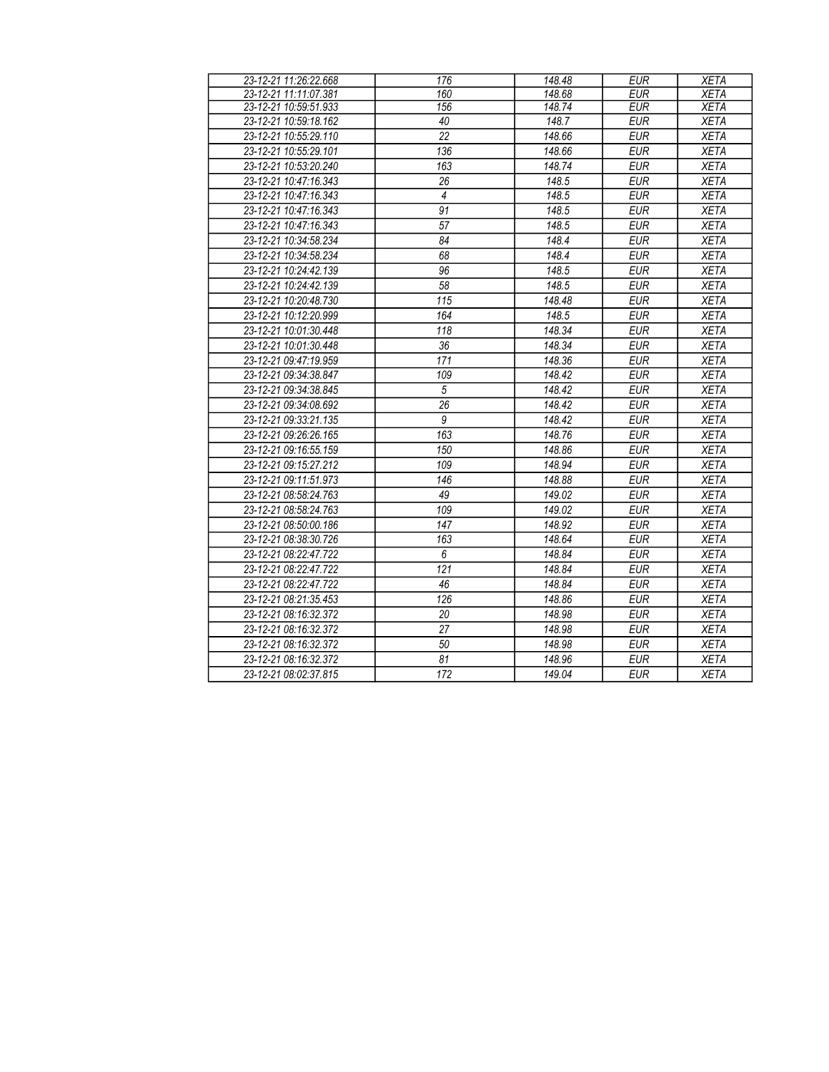| 23-12-21 11:26:22.668 | 176 | 148.48 | EUR | XETA |
|---|---|---|---|---|
| 23-12-21 11:11:07.381 | 160 | 148.68 | EUR | XETA |
| 23-12-21 10:59:51.933 | 156 | 148.74 | EUR | XETA |
| 23-12-21 10:59:18.162 | 40 | 148.7 | EUR | XETA |
| 23-12-21 10:55:29.110 | 22 | 148.66 | EUR | XETA |
| 23-12-21 10:55:29.101 | 136 | 148.66 | EUR | XETA |
| 23-12-21 10:53:20.240 | 163 | 148.74 | EUR | XETA |
| 23-12-21 10:47:16.343 | 26 | 148.5 | EUR | XETA |
| 23-12-21 10:47:16.343 | 4 | 148.5 | EUR | XETA |
| 23-12-21 10:47:16.343 | 91 | 148.5 | EUR | XETA |
| 23-12-21 10:47:16.343 | 57 | 148.5 | EUR | XETA |
| 23-12-21 10:34:58.234 | 84 | 148.4 | EUR | XETA |
| 23-12-21 10:34:58.234 | 68 | 148.4 | EUR | XETA |
| 23-12-21 10:24:42.139 | 96 | 148.5 | EUR | XETA |
| 23-12-21 10:24:42.139 | 58 | 148.5 | EUR | XETA |
| 23-12-21 10:20:48.730 | 115 | 148.48 | EUR | XETA |
| 23-12-21 10:12:20.999 | 164 | 148.5 | EUR | XETA |
| 23-12-21 10:01:30.448 | 118 | 148.34 | EUR | XETA |
| 23-12-21 10:01:30.448 | 36 | 148.34 | EUR | XETA |
| 23-12-21 09:47:19.959 | 171 | 148.36 | EUR | XETA |
| 23-12-21 09:34:38.847 | 109 | 148.42 | EUR | XETA |
| 23-12-21 09:34:38.845 | 5 | 148.42 | EUR | XETA |
| 23-12-21 09:34:08.692 | 26 | 148.42 | EUR | XETA |
| 23-12-21 09:33:21.135 | 9 | 148.42 | EUR | XETA |
| 23-12-21 09:26:26.165 | 163 | 148.76 | EUR | XETA |
| 23-12-21 09:16:55.159 | 150 | 148.86 | EUR | XETA |
| 23-12-21 09:15:27.212 | 109 | 148.94 | EUR | XETA |
| 23-12-21 09:11:51.973 | 146 | 148.88 | EUR | XETA |
| 23-12-21 08:58:24.763 | 49 | 149.02 | EUR | XETA |
| 23-12-21 08:58:24.763 | 109 | 149.02 | EUR | XETA |
| 23-12-21 08:50:00.186 | 147 | 148.92 | EUR | XETA |
| 23-12-21 08:38:30.726 | 163 | 148.64 | EUR | XETA |
| 23-12-21 08:22:47.722 | 6 | 148.84 | EUR | XETA |
| 23-12-21 08:22:47.722 | 121 | 148.84 | EUR | XETA |
| 23-12-21 08:22:47.722 | 46 | 148.84 | EUR | XETA |
| 23-12-21 08:21:35.453 | 126 | 148.86 | EUR | XETA |
| 23-12-21 08:16:32.372 | 20 | 148.98 | EUR | XETA |
| 23-12-21 08:16:32.372 | 27 | 148.98 | EUR | XETA |
| 23-12-21 08:16:32.372 | 50 | 148.98 | EUR | XETA |
| 23-12-21 08:16:32.372 | 81 | 148.96 | EUR | XETA |
| 23-12-21 08:02:37.815 | 172 | 149.04 | EUR | XETA |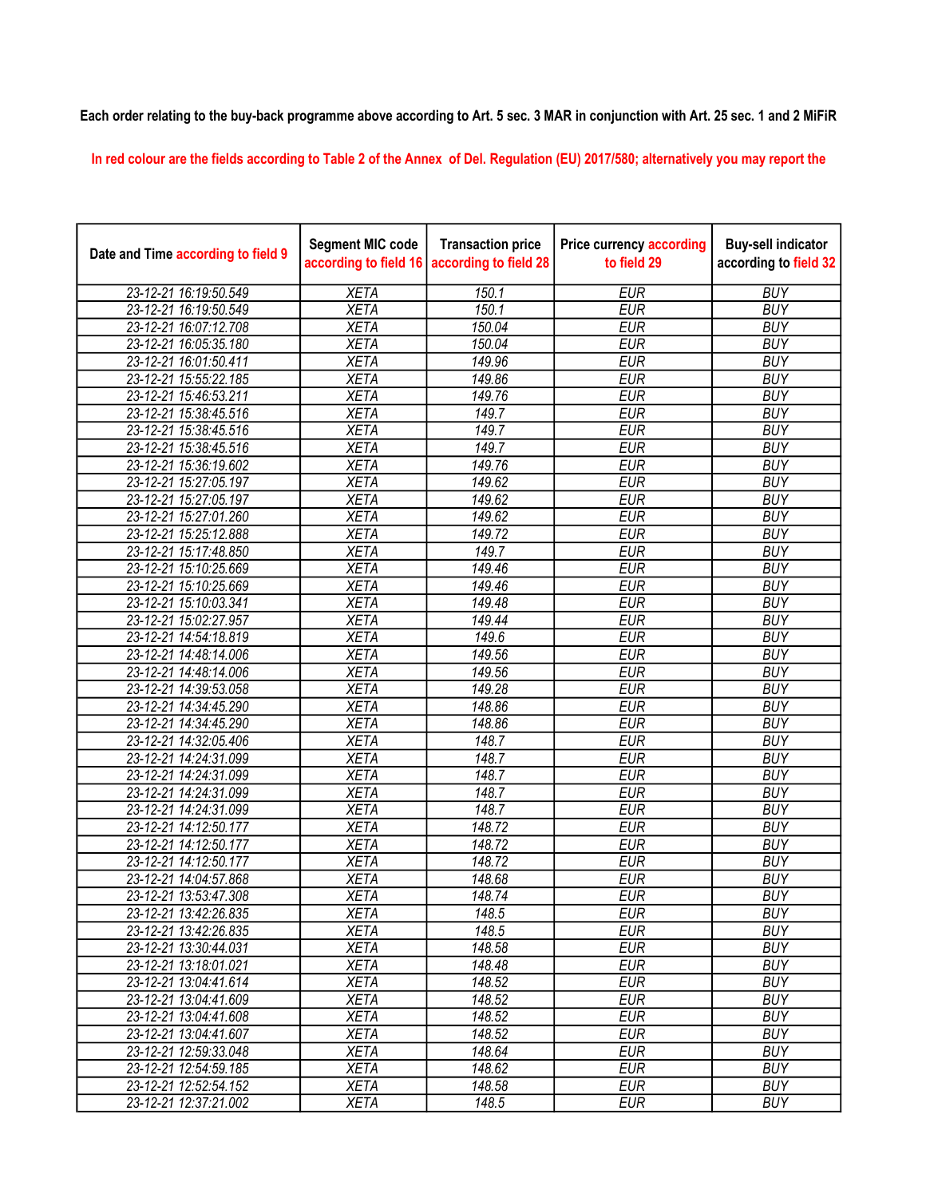Each order relating to the buy-back programme above according to Art. 5 sec. 3 MAR in conjunction with Art. 25 sec. 1 and 2 MiFiR

In red colour are the fields according to Table 2 of the Annex of Del. Regulation (EU) 2017/580; alternatively you may report the

| Date and Time according to field 9 | Segment MIC code according to field 16 | Transaction price according to field 28 | Price currency according to field 29 | Buy-sell indicator according to field 32 |
|---|---|---|---|---|
| 23-12-21 16:19:50.549 | XETA | 150.1 | EUR | BUY |
| 23-12-21 16:19:50.549 | XETA | 150.1 | EUR | BUY |
| 23-12-21 16:07:12.708 | XETA | 150.04 | EUR | BUY |
| 23-12-21 16:05:35.180 | XETA | 150.04 | EUR | BUY |
| 23-12-21 16:01:50.411 | XETA | 149.96 | EUR | BUY |
| 23-12-21 15:55:22.185 | XETA | 149.86 | EUR | BUY |
| 23-12-21 15:46:53.211 | XETA | 149.76 | EUR | BUY |
| 23-12-21 15:38:45.516 | XETA | 149.7 | EUR | BUY |
| 23-12-21 15:38:45.516 | XETA | 149.7 | EUR | BUY |
| 23-12-21 15:38:45.516 | XETA | 149.7 | EUR | BUY |
| 23-12-21 15:36:19.602 | XETA | 149.76 | EUR | BUY |
| 23-12-21 15:27:05.197 | XETA | 149.62 | EUR | BUY |
| 23-12-21 15:27:05.197 | XETA | 149.62 | EUR | BUY |
| 23-12-21 15:27:01.260 | XETA | 149.62 | EUR | BUY |
| 23-12-21 15:25:12.888 | XETA | 149.72 | EUR | BUY |
| 23-12-21 15:17:48.850 | XETA | 149.7 | EUR | BUY |
| 23-12-21 15:10:25.669 | XETA | 149.46 | EUR | BUY |
| 23-12-21 15:10:25.669 | XETA | 149.46 | EUR | BUY |
| 23-12-21 15:10:03.341 | XETA | 149.48 | EUR | BUY |
| 23-12-21 15:02:27.957 | XETA | 149.44 | EUR | BUY |
| 23-12-21 14:54:18.819 | XETA | 149.6 | EUR | BUY |
| 23-12-21 14:48:14.006 | XETA | 149.56 | EUR | BUY |
| 23-12-21 14:48:14.006 | XETA | 149.56 | EUR | BUY |
| 23-12-21 14:39:53.058 | XETA | 149.28 | EUR | BUY |
| 23-12-21 14:34:45.290 | XETA | 148.86 | EUR | BUY |
| 23-12-21 14:34:45.290 | XETA | 148.86 | EUR | BUY |
| 23-12-21 14:32:05.406 | XETA | 148.7 | EUR | BUY |
| 23-12-21 14:24:31.099 | XETA | 148.7 | EUR | BUY |
| 23-12-21 14:24:31.099 | XETA | 148.7 | EUR | BUY |
| 23-12-21 14:24:31.099 | XETA | 148.7 | EUR | BUY |
| 23-12-21 14:24:31.099 | XETA | 148.7 | EUR | BUY |
| 23-12-21 14:12:50.177 | XETA | 148.72 | EUR | BUY |
| 23-12-21 14:12:50.177 | XETA | 148.72 | EUR | BUY |
| 23-12-21 14:12:50.177 | XETA | 148.72 | EUR | BUY |
| 23-12-21 14:04:57.868 | XETA | 148.68 | EUR | BUY |
| 23-12-21 13:53:47.308 | XETA | 148.74 | EUR | BUY |
| 23-12-21 13:42:26.835 | XETA | 148.5 | EUR | BUY |
| 23-12-21 13:42:26.835 | XETA | 148.5 | EUR | BUY |
| 23-12-21 13:30:44.031 | XETA | 148.58 | EUR | BUY |
| 23-12-21 13:18:01.021 | XETA | 148.48 | EUR | BUY |
| 23-12-21 13:04:41.614 | XETA | 148.52 | EUR | BUY |
| 23-12-21 13:04:41.609 | XETA | 148.52 | EUR | BUY |
| 23-12-21 13:04:41.608 | XETA | 148.52 | EUR | BUY |
| 23-12-21 13:04:41.607 | XETA | 148.52 | EUR | BUY |
| 23-12-21 12:59:33.048 | XETA | 148.64 | EUR | BUY |
| 23-12-21 12:54:59.185 | XETA | 148.62 | EUR | BUY |
| 23-12-21 12:52:54.152 | XETA | 148.58 | EUR | BUY |
| 23-12-21 12:37:21.002 | XETA | 148.5 | EUR | BUY |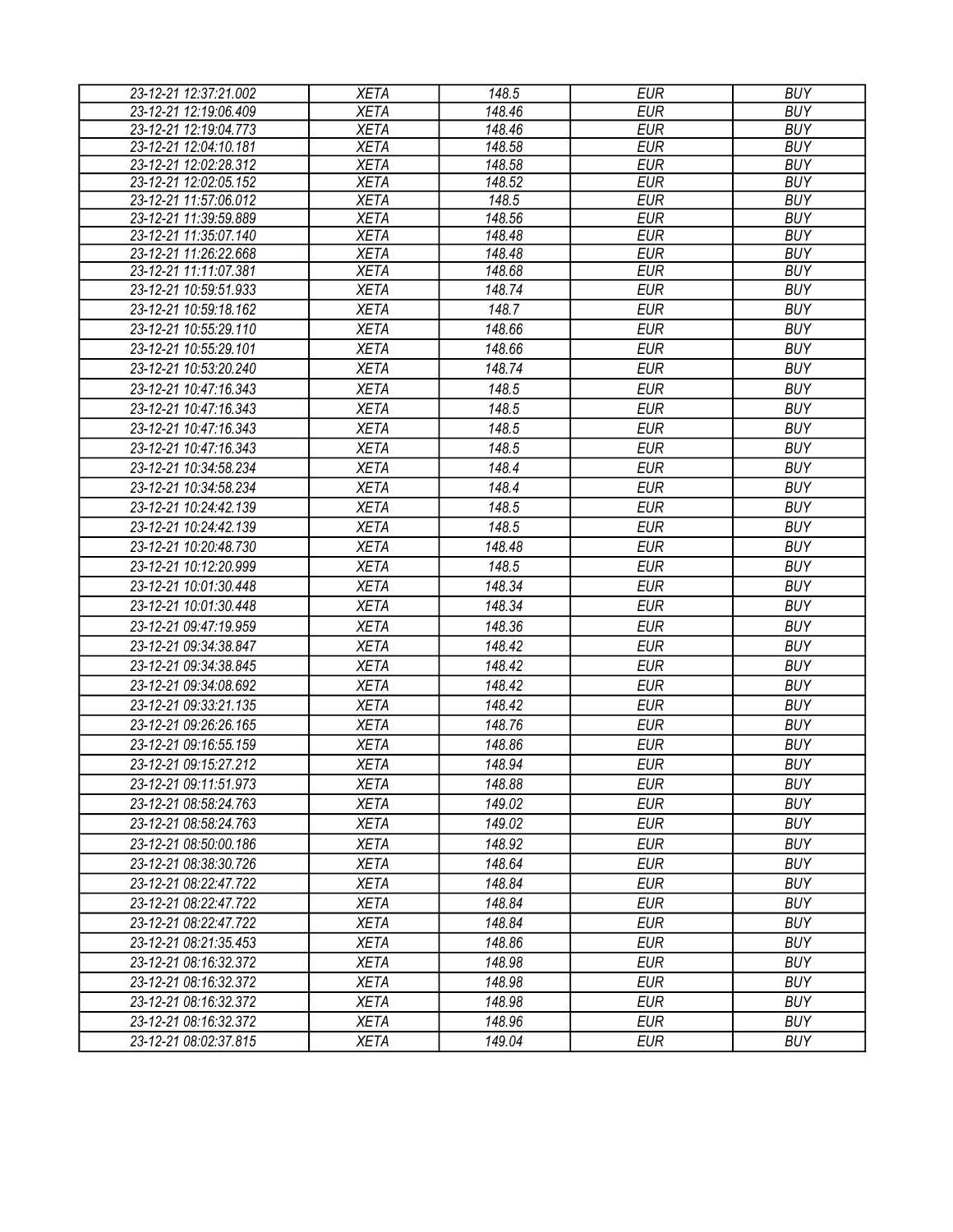| | | | | |
|---|---|---|---|---|
| 23-12-21 12:37:21.002 | XETA | 148.5 | EUR | BUY |
| 23-12-21 12:19:06.409 | XETA | 148.46 | EUR | BUY |
| 23-12-21 12:19:04.773 | XETA | 148.46 | EUR | BUY |
| 23-12-21 12:04:10.181 | XETA | 148.58 | EUR | BUY |
| 23-12-21 12:02:28.312 | XETA | 148.58 | EUR | BUY |
| 23-12-21 12:02:05.152 | XETA | 148.52 | EUR | BUY |
| 23-12-21 11:57:06.012 | XETA | 148.5 | EUR | BUY |
| 23-12-21 11:39:59.889 | XETA | 148.56 | EUR | BUY |
| 23-12-21 11:35:07.140 | XETA | 148.48 | EUR | BUY |
| 23-12-21 11:26:22.668 | XETA | 148.48 | EUR | BUY |
| 23-12-21 11:11:07.381 | XETA | 148.68 | EUR | BUY |
| 23-12-21 10:59:51.933 | XETA | 148.74 | EUR | BUY |
| 23-12-21 10:59:18.162 | XETA | 148.7 | EUR | BUY |
| 23-12-21 10:55:29.110 | XETA | 148.66 | EUR | BUY |
| 23-12-21 10:55:29.101 | XETA | 148.66 | EUR | BUY |
| 23-12-21 10:53:20.240 | XETA | 148.74 | EUR | BUY |
| 23-12-21 10:47:16.343 | XETA | 148.5 | EUR | BUY |
| 23-12-21 10:47:16.343 | XETA | 148.5 | EUR | BUY |
| 23-12-21 10:47:16.343 | XETA | 148.5 | EUR | BUY |
| 23-12-21 10:47:16.343 | XETA | 148.5 | EUR | BUY |
| 23-12-21 10:34:58.234 | XETA | 148.4 | EUR | BUY |
| 23-12-21 10:34:58.234 | XETA | 148.4 | EUR | BUY |
| 23-12-21 10:24:42.139 | XETA | 148.5 | EUR | BUY |
| 23-12-21 10:24:42.139 | XETA | 148.5 | EUR | BUY |
| 23-12-21 10:20:48.730 | XETA | 148.48 | EUR | BUY |
| 23-12-21 10:12:20.999 | XETA | 148.5 | EUR | BUY |
| 23-12-21 10:01:30.448 | XETA | 148.34 | EUR | BUY |
| 23-12-21 10:01:30.448 | XETA | 148.34 | EUR | BUY |
| 23-12-21 09:47:19.959 | XETA | 148.36 | EUR | BUY |
| 23-12-21 09:34:38.847 | XETA | 148.42 | EUR | BUY |
| 23-12-21 09:34:38.845 | XETA | 148.42 | EUR | BUY |
| 23-12-21 09:34:08.692 | XETA | 148.42 | EUR | BUY |
| 23-12-21 09:33:21.135 | XETA | 148.42 | EUR | BUY |
| 23-12-21 09:26:26.165 | XETA | 148.76 | EUR | BUY |
| 23-12-21 09:16:55.159 | XETA | 148.86 | EUR | BUY |
| 23-12-21 09:15:27.212 | XETA | 148.94 | EUR | BUY |
| 23-12-21 09:11:51.973 | XETA | 148.88 | EUR | BUY |
| 23-12-21 08:58:24.763 | XETA | 149.02 | EUR | BUY |
| 23-12-21 08:58:24.763 | XETA | 149.02 | EUR | BUY |
| 23-12-21 08:50:00.186 | XETA | 148.92 | EUR | BUY |
| 23-12-21 08:38:30.726 | XETA | 148.64 | EUR | BUY |
| 23-12-21 08:22:47.722 | XETA | 148.84 | EUR | BUY |
| 23-12-21 08:22:47.722 | XETA | 148.84 | EUR | BUY |
| 23-12-21 08:22:47.722 | XETA | 148.84 | EUR | BUY |
| 23-12-21 08:21:35.453 | XETA | 148.86 | EUR | BUY |
| 23-12-21 08:16:32.372 | XETA | 148.98 | EUR | BUY |
| 23-12-21 08:16:32.372 | XETA | 148.98 | EUR | BUY |
| 23-12-21 08:16:32.372 | XETA | 148.98 | EUR | BUY |
| 23-12-21 08:16:32.372 | XETA | 148.96 | EUR | BUY |
| 23-12-21 08:02:37.815 | XETA | 149.04 | EUR | BUY |